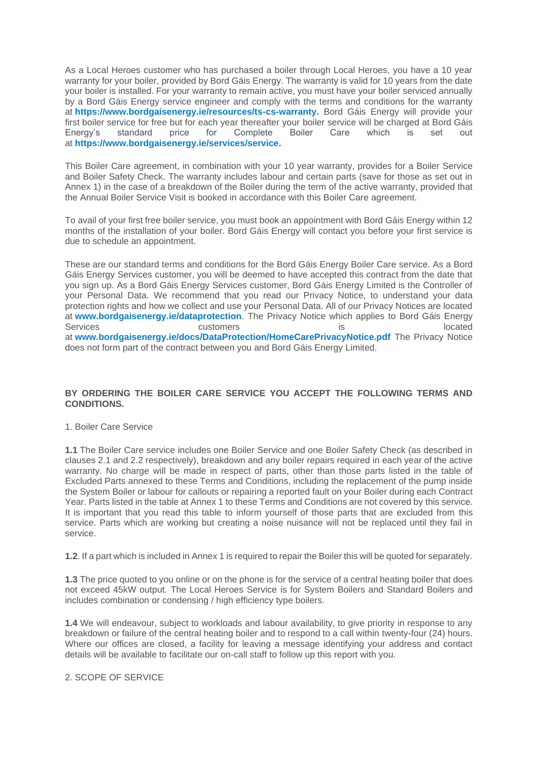As a Local Heroes customer who has purchased a boiler through Local Heroes, you have a 10 year warranty for your boiler, provided by Bord Gáis Energy. The warranty is valid for 10 years from the date your boiler is installed. For your warranty to remain active, you must have your boiler serviced annually by a Bord Gáis Energy service engineer and comply with the terms and conditions for the warranty at **https://www.bordgaisenergy.ie/resources/ts-cs-warranty.** Bord Gáis Energy will provide your first boiler service for free but for each year thereafter your boiler service will be charged at Bord Gáis Energy's standard price for Complete Boiler Care which is set out at **https://www.bordgaisenergy.ie/services/service.**

This Boiler Care agreement, in combination with your 10 year warranty, provides for a Boiler Service and Boiler Safety Check. The warranty includes labour and certain parts (save for those as set out in Annex 1) in the case of a breakdown of the Boiler during the term of the active warranty, provided that the Annual Boiler Service Visit is booked in accordance with this Boiler Care agreement.

To avail of your first free boiler service, you must book an appointment with Bord Gáis Energy within 12 months of the installation of your boiler. Bord Gáis Energy will contact you before your first service is due to schedule an appointment.

These are our standard terms and conditions for the Bord Gáis Energy Boiler Care service. As a Bord Gáis Energy Services customer, you will be deemed to have accepted this contract from the date that you sign up. As a Bord Gáis Energy Services customer, Bord Gáis Energy Limited is the Controller of your Personal Data. We recommend that you read our Privacy Notice, to understand your data protection rights and how we collect and use your Personal Data. All of our Privacy Notices are located at **www.bordgaisenergy.ie/dataprotection**. The Privacy Notice which applies to Bord Gáis Energy Services customers is located at **www.bordgaisenergy.ie/docs/DataProtection/HomeCarePrivacyNotice.pdf** The Privacy Notice does not form part of the contract between you and Bord Gáis Energy Limited.

**BY ORDERING THE BOILER CARE SERVICE YOU ACCEPT THE FOLLOWING TERMS AND CONDITIONS.**

1. Boiler Care Service

**1.1** The Boiler Care service includes one Boiler Service and one Boiler Safety Check (as described in clauses 2.1 and 2.2 respectively), breakdown and any boiler repairs required in each year of the active warranty. No charge will be made in respect of parts, other than those parts listed in the table of Excluded Parts annexed to these Terms and Conditions, including the replacement of the pump inside the System Boiler or labour for callouts or repairing a reported fault on your Boiler during each Contract Year. Parts listed in the table at Annex 1 to these Terms and Conditions are not covered by this service. It is important that you read this table to inform yourself of those parts that are excluded from this service. Parts which are working but creating a noise nuisance will not be replaced until they fail in service.

**1.2**. If a part which is included in Annex 1 is required to repair the Boiler this will be quoted for separately.

**1.3** The price quoted to you online or on the phone is for the service of a central heating boiler that does not exceed 45kW output. The Local Heroes Service is for System Boilers and Standard Boilers and includes combination or condensing / high efficiency type boilers.

**1.4** We will endeavour, subject to workloads and labour availability, to give priority in response to any breakdown or failure of the central heating boiler and to respond to a call within twenty-four (24) hours. Where our offices are closed, a facility for leaving a message identifying your address and contact details will be available to facilitate our on-call staff to follow up this report with you.

2. SCOPE OF SERVICE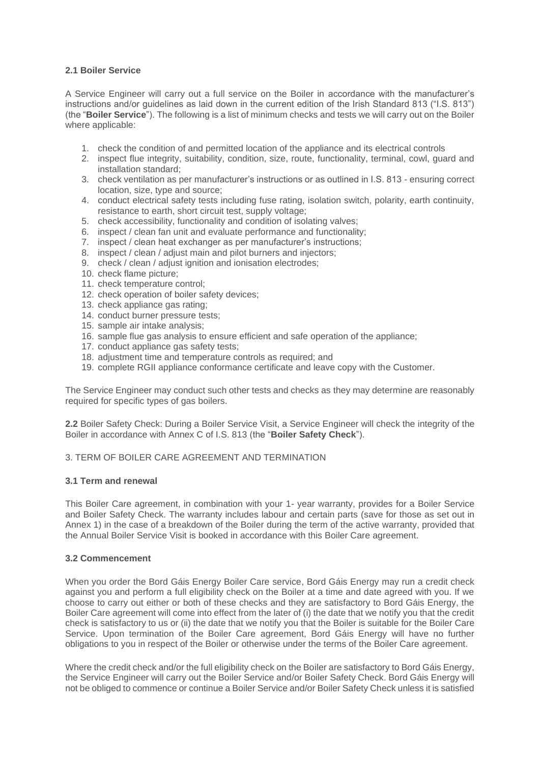### 2.1 Boiler Service

A Service Engineer will carry out a full service on the Boiler in accordance with the manufacturer's instructions and/or guidelines as laid down in the current edition of the Irish Standard 813 ("I.S. 813") (the "**Boiler Service**"). The following is a list of minimum checks and tests we will carry out on the Boiler where applicable:

1. check the condition of and permitted location of the appliance and its electrical controls
2. inspect flue integrity, suitability, condition, size, route, functionality, terminal, cowl, guard and installation standard;
3. check ventilation as per manufacturer's instructions or as outlined in I.S. 813 - ensuring correct location, size, type and source;
4. conduct electrical safety tests including fuse rating, isolation switch, polarity, earth continuity, resistance to earth, short circuit test, supply voltage;
5. check accessibility, functionality and condition of isolating valves;
6. inspect / clean fan unit and evaluate performance and functionality;
7. inspect / clean heat exchanger as per manufacturer's instructions;
8. inspect / clean / adjust main and pilot burners and injectors;
9. check / clean / adjust ignition and ionisation electrodes;
10. check flame picture;
11. check temperature control;
12. check operation of boiler safety devices;
13. check appliance gas rating;
14. conduct burner pressure tests;
15. sample air intake analysis;
16. sample flue gas analysis to ensure efficient and safe operation of the appliance;
17. conduct appliance gas safety tests;
18. adjustment time and temperature controls as required; and
19. complete RGII appliance conformance certificate and leave copy with the Customer.

The Service Engineer may conduct such other tests and checks as they may determine are reasonably required for specific types of gas boilers.

**2.2** Boiler Safety Check: During a Boiler Service Visit, a Service Engineer will check the integrity of the Boiler in accordance with Annex C of I.S. 813 (the "**Boiler Safety Check**").

## 3. TERM OF BOILER CARE AGREEMENT AND TERMINATION

### 3.1 Term and renewal

This Boiler Care agreement, in combination with your 1- year warranty, provides for a Boiler Service and Boiler Safety Check. The warranty includes labour and certain parts (save for those as set out in Annex 1) in the case of a breakdown of the Boiler during the term of the active warranty, provided that the Annual Boiler Service Visit is booked in accordance with this Boiler Care agreement.

### 3.2 Commencement

When you order the Bord Gáis Energy Boiler Care service, Bord Gáis Energy may run a credit check against you and perform a full eligibility check on the Boiler at a time and date agreed with you. If we choose to carry out either or both of these checks and they are satisfactory to Bord Gáis Energy, the Boiler Care agreement will come into effect from the later of (i) the date that we notify you that the credit check is satisfactory to us or (ii) the date that we notify you that the Boiler is suitable for the Boiler Care Service. Upon termination of the Boiler Care agreement, Bord Gáis Energy will have no further obligations to you in respect of the Boiler or otherwise under the terms of the Boiler Care agreement.

Where the credit check and/or the full eligibility check on the Boiler are satisfactory to Bord Gáis Energy, the Service Engineer will carry out the Boiler Service and/or Boiler Safety Check. Bord Gáis Energy will not be obliged to commence or continue a Boiler Service and/or Boiler Safety Check unless it is satisfied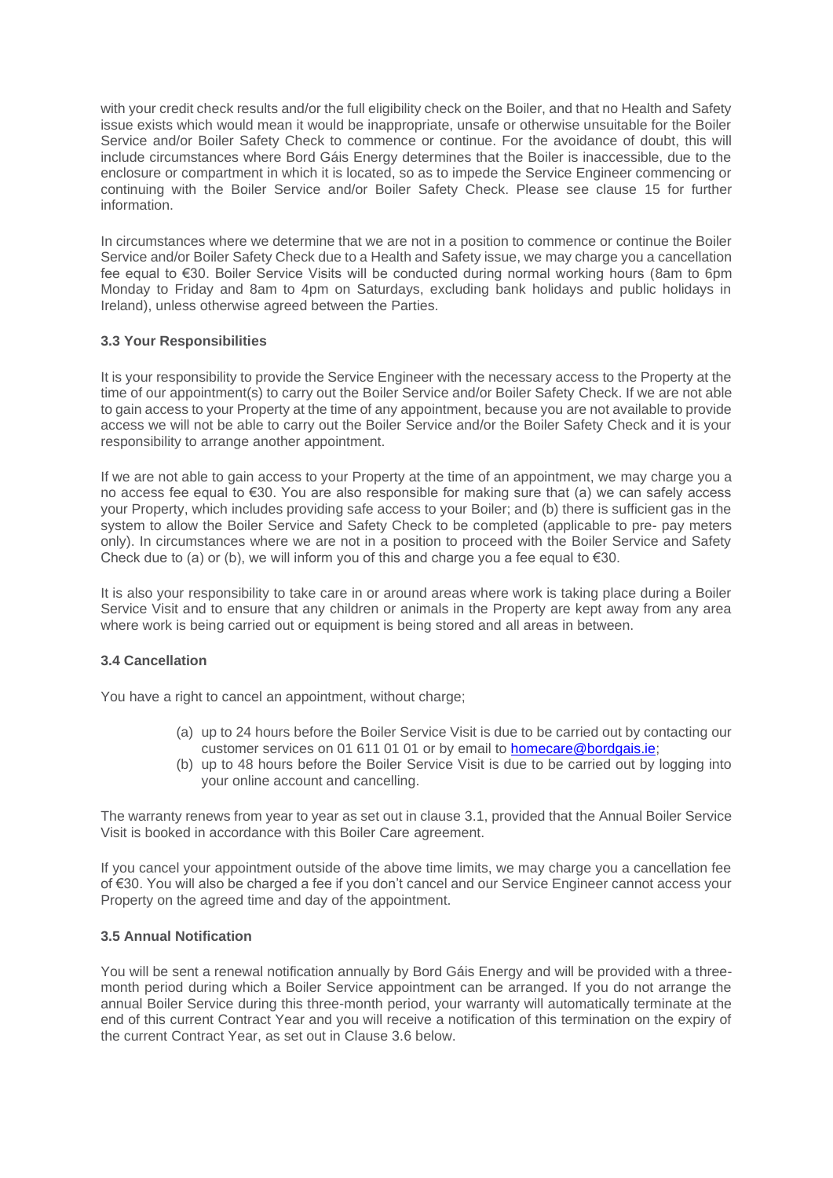with your credit check results and/or the full eligibility check on the Boiler, and that no Health and Safety issue exists which would mean it would be inappropriate, unsafe or otherwise unsuitable for the Boiler Service and/or Boiler Safety Check to commence or continue. For the avoidance of doubt, this will include circumstances where Bord Gáis Energy determines that the Boiler is inaccessible, due to the enclosure or compartment in which it is located, so as to impede the Service Engineer commencing or continuing with the Boiler Service and/or Boiler Safety Check. Please see clause 15 for further information.

In circumstances where we determine that we are not in a position to commence or continue the Boiler Service and/or Boiler Safety Check due to a Health and Safety issue, we may charge you a cancellation fee equal to €30. Boiler Service Visits will be conducted during normal working hours (8am to 6pm Monday to Friday and 8am to 4pm on Saturdays, excluding bank holidays and public holidays in Ireland), unless otherwise agreed between the Parties.

### 3.3 Your Responsibilities

It is your responsibility to provide the Service Engineer with the necessary access to the Property at the time of our appointment(s) to carry out the Boiler Service and/or Boiler Safety Check. If we are not able to gain access to your Property at the time of any appointment, because you are not available to provide access we will not be able to carry out the Boiler Service and/or the Boiler Safety Check and it is your responsibility to arrange another appointment.

If we are not able to gain access to your Property at the time of an appointment, we may charge you a no access fee equal to €30. You are also responsible for making sure that (a) we can safely access your Property, which includes providing safe access to your Boiler; and (b) there is sufficient gas in the system to allow the Boiler Service and Safety Check to be completed (applicable to pre- pay meters only). In circumstances where we are not in a position to proceed with the Boiler Service and Safety Check due to (a) or (b), we will inform you of this and charge you a fee equal to €30.

It is also your responsibility to take care in or around areas where work is taking place during a Boiler Service Visit and to ensure that any children or animals in the Property are kept away from any area where work is being carried out or equipment is being stored and all areas in between.

### 3.4 Cancellation

You have a right to cancel an appointment, without charge;

(a) up to 24 hours before the Boiler Service Visit is due to be carried out by contacting our customer services on 01 611 01 01 or by email to homecare@bordgais.ie;
(b) up to 48 hours before the Boiler Service Visit is due to be carried out by logging into your online account and cancelling.

The warranty renews from year to year as set out in clause 3.1, provided that the Annual Boiler Service Visit is booked in accordance with this Boiler Care agreement.

If you cancel your appointment outside of the above time limits, we may charge you a cancellation fee of €30. You will also be charged a fee if you don't cancel and our Service Engineer cannot access your Property on the agreed time and day of the appointment.

### 3.5 Annual Notification

You will be sent a renewal notification annually by Bord Gáis Energy and will be provided with a three-month period during which a Boiler Service appointment can be arranged. If you do not arrange the annual Boiler Service during this three-month period, your warranty will automatically terminate at the end of this current Contract Year and you will receive a notification of this termination on the expiry of the current Contract Year, as set out in Clause 3.6 below.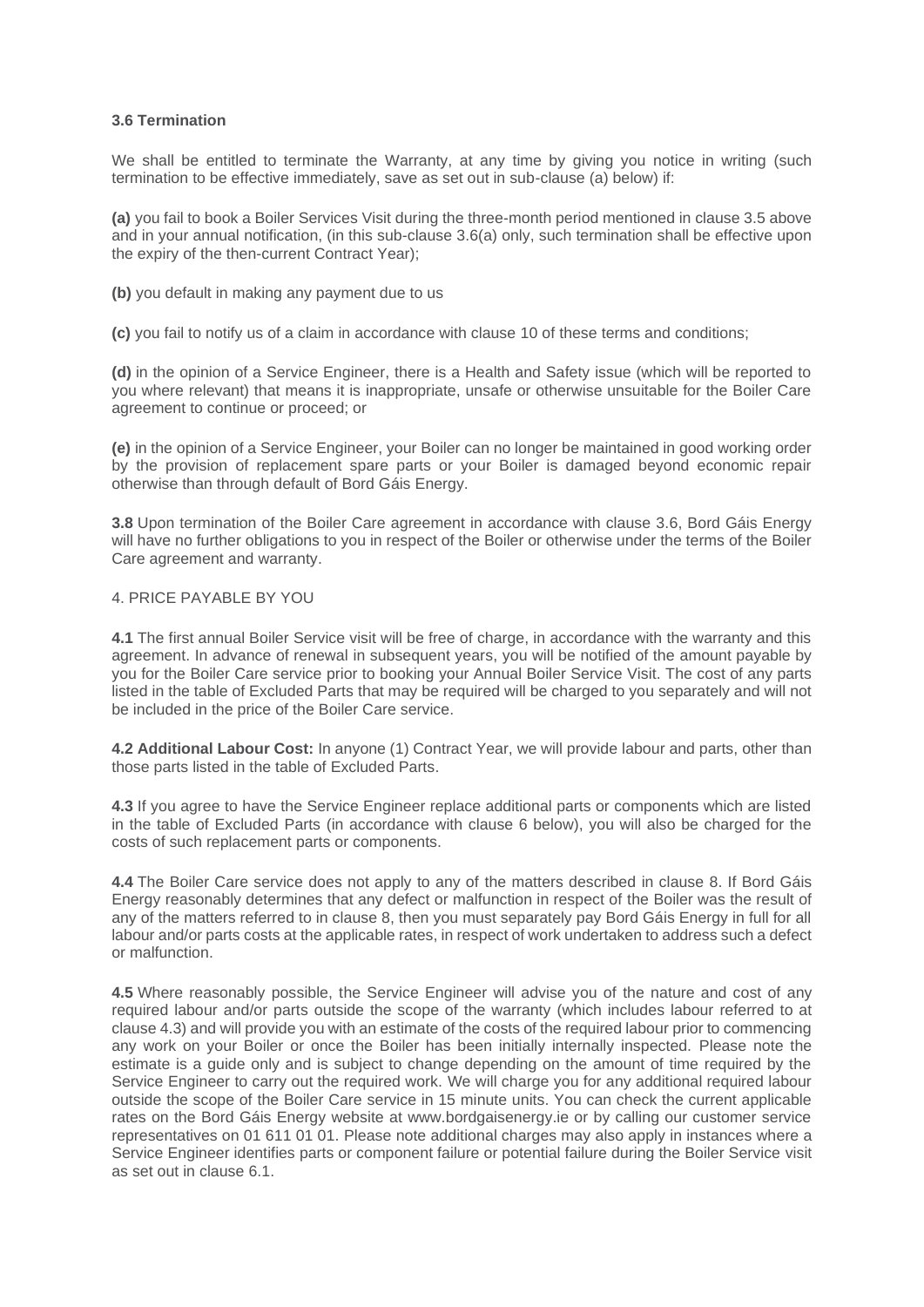### 3.6 Termination

We shall be entitled to terminate the Warranty, at any time by giving you notice in writing (such termination to be effective immediately, save as set out in sub-clause (a) below) if:

**(a)** you fail to book a Boiler Services Visit during the three-month period mentioned in clause 3.5 above and in your annual notification, (in this sub-clause 3.6(a) only, such termination shall be effective upon the expiry of the then-current Contract Year);

**(b)** you default in making any payment due to us

**(c)** you fail to notify us of a claim in accordance with clause 10 of these terms and conditions;

**(d)** in the opinion of a Service Engineer, there is a Health and Safety issue (which will be reported to you where relevant) that means it is inappropriate, unsafe or otherwise unsuitable for the Boiler Care agreement to continue or proceed; or

**(e)** in the opinion of a Service Engineer, your Boiler can no longer be maintained in good working order by the provision of replacement spare parts or your Boiler is damaged beyond economic repair otherwise than through default of Bord Gáis Energy.

**3.8** Upon termination of the Boiler Care agreement in accordance with clause 3.6, Bord Gáis Energy will have no further obligations to you in respect of the Boiler or otherwise under the terms of the Boiler Care agreement and warranty.

4. PRICE PAYABLE BY YOU

**4.1** The first annual Boiler Service visit will be free of charge, in accordance with the warranty and this agreement. In advance of renewal in subsequent years, you will be notified of the amount payable by you for the Boiler Care service prior to booking your Annual Boiler Service Visit. The cost of any parts listed in the table of Excluded Parts that may be required will be charged to you separately and will not be included in the price of the Boiler Care service.

**4.2 Additional Labour Cost:** In anyone (1) Contract Year, we will provide labour and parts, other than those parts listed in the table of Excluded Parts.

**4.3** If you agree to have the Service Engineer replace additional parts or components which are listed in the table of Excluded Parts (in accordance with clause 6 below), you will also be charged for the costs of such replacement parts or components.

**4.4** The Boiler Care service does not apply to any of the matters described in clause 8. If Bord Gáis Energy reasonably determines that any defect or malfunction in respect of the Boiler was the result of any of the matters referred to in clause 8, then you must separately pay Bord Gáis Energy in full for all labour and/or parts costs at the applicable rates, in respect of work undertaken to address such a defect or malfunction.

**4.5** Where reasonably possible, the Service Engineer will advise you of the nature and cost of any required labour and/or parts outside the scope of the warranty (which includes labour referred to at clause 4.3) and will provide you with an estimate of the costs of the required labour prior to commencing any work on your Boiler or once the Boiler has been initially internally inspected. Please note the estimate is a guide only and is subject to change depending on the amount of time required by the Service Engineer to carry out the required work. We will charge you for any additional required labour outside the scope of the Boiler Care service in 15 minute units. You can check the current applicable rates on the Bord Gáis Energy website at www.bordgaisenergy.ie or by calling our customer service representatives on 01 611 01 01. Please note additional charges may also apply in instances where a Service Engineer identifies parts or component failure or potential failure during the Boiler Service visit as set out in clause 6.1.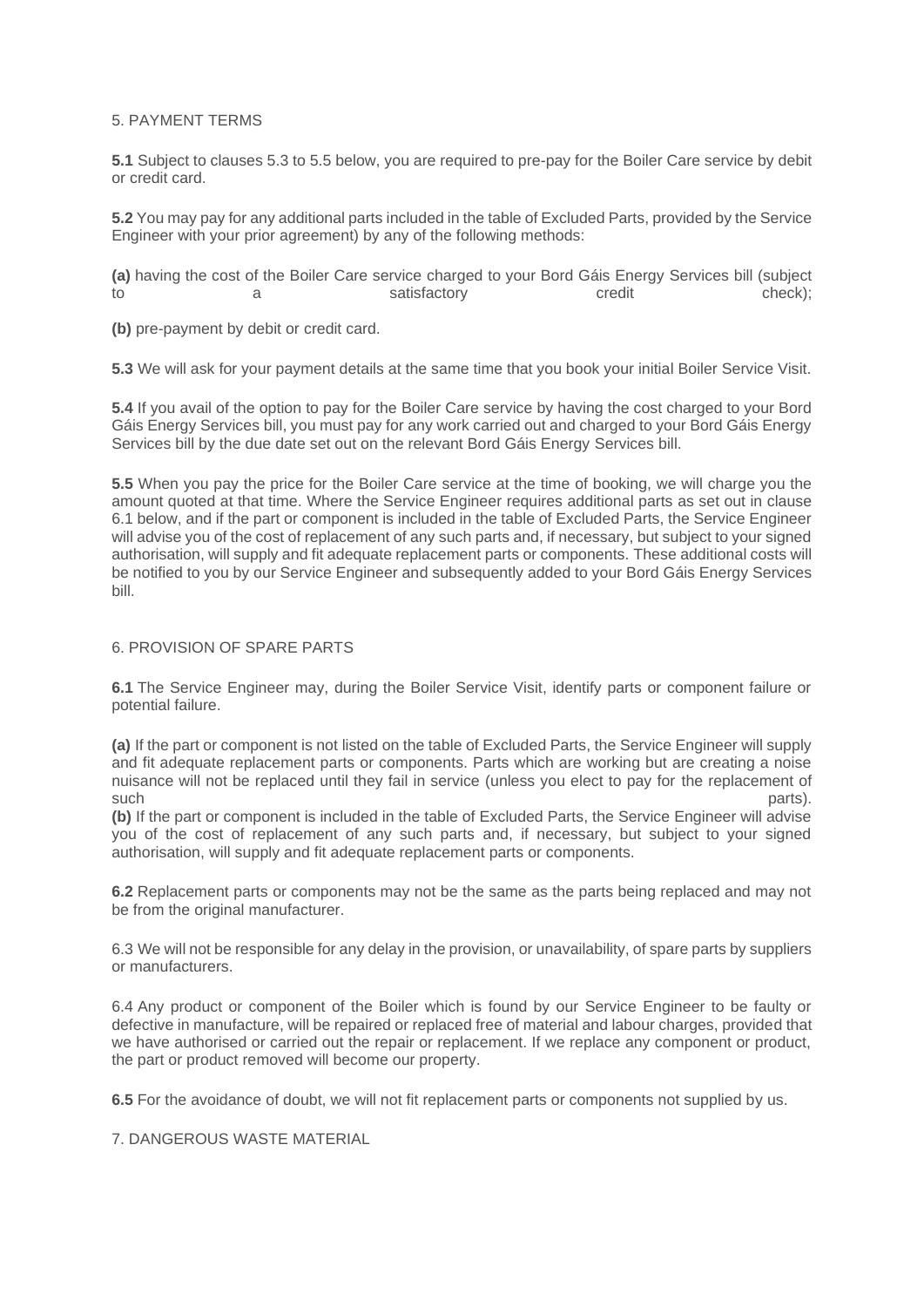5. PAYMENT TERMS

**5.1** Subject to clauses 5.3 to 5.5 below, you are required to pre-pay for the Boiler Care service by debit or credit card.

**5.2** You may pay for any additional parts included in the table of Excluded Parts, provided by the Service Engineer with your prior agreement) by any of the following methods:

**(a)** having the cost of the Boiler Care service charged to your Bord Gáis Energy Services bill (subject to a satisfactory credit check);

**(b)** pre-payment by debit or credit card.

**5.3** We will ask for your payment details at the same time that you book your initial Boiler Service Visit.

**5.4** If you avail of the option to pay for the Boiler Care service by having the cost charged to your Bord Gáis Energy Services bill, you must pay for any work carried out and charged to your Bord Gáis Energy Services bill by the due date set out on the relevant Bord Gáis Energy Services bill.

**5.5** When you pay the price for the Boiler Care service at the time of booking, we will charge you the amount quoted at that time. Where the Service Engineer requires additional parts as set out in clause 6.1 below, and if the part or component is included in the table of Excluded Parts, the Service Engineer will advise you of the cost of replacement of any such parts and, if necessary, but subject to your signed authorisation, will supply and fit adequate replacement parts or components. These additional costs will be notified to you by our Service Engineer and subsequently added to your Bord Gáis Energy Services bill.

6. PROVISION OF SPARE PARTS

**6.1** The Service Engineer may, during the Boiler Service Visit, identify parts or component failure or potential failure.

**(a)** If the part or component is not listed on the table of Excluded Parts, the Service Engineer will supply and fit adequate replacement parts or components. Parts which are working but are creating a noise nuisance will not be replaced until they fail in service (unless you elect to pay for the replacement of such parts).

**(b)** If the part or component is included in the table of Excluded Parts, the Service Engineer will advise you of the cost of replacement of any such parts and, if necessary, but subject to your signed authorisation, will supply and fit adequate replacement parts or components.

**6.2** Replacement parts or components may not be the same as the parts being replaced and may not be from the original manufacturer.

6.3 We will not be responsible for any delay in the provision, or unavailability, of spare parts by suppliers or manufacturers.

6.4 Any product or component of the Boiler which is found by our Service Engineer to be faulty or defective in manufacture, will be repaired or replaced free of material and labour charges, provided that we have authorised or carried out the repair or replacement. If we replace any component or product, the part or product removed will become our property.

**6.5** For the avoidance of doubt, we will not fit replacement parts or components not supplied by us.

7. DANGEROUS WASTE MATERIAL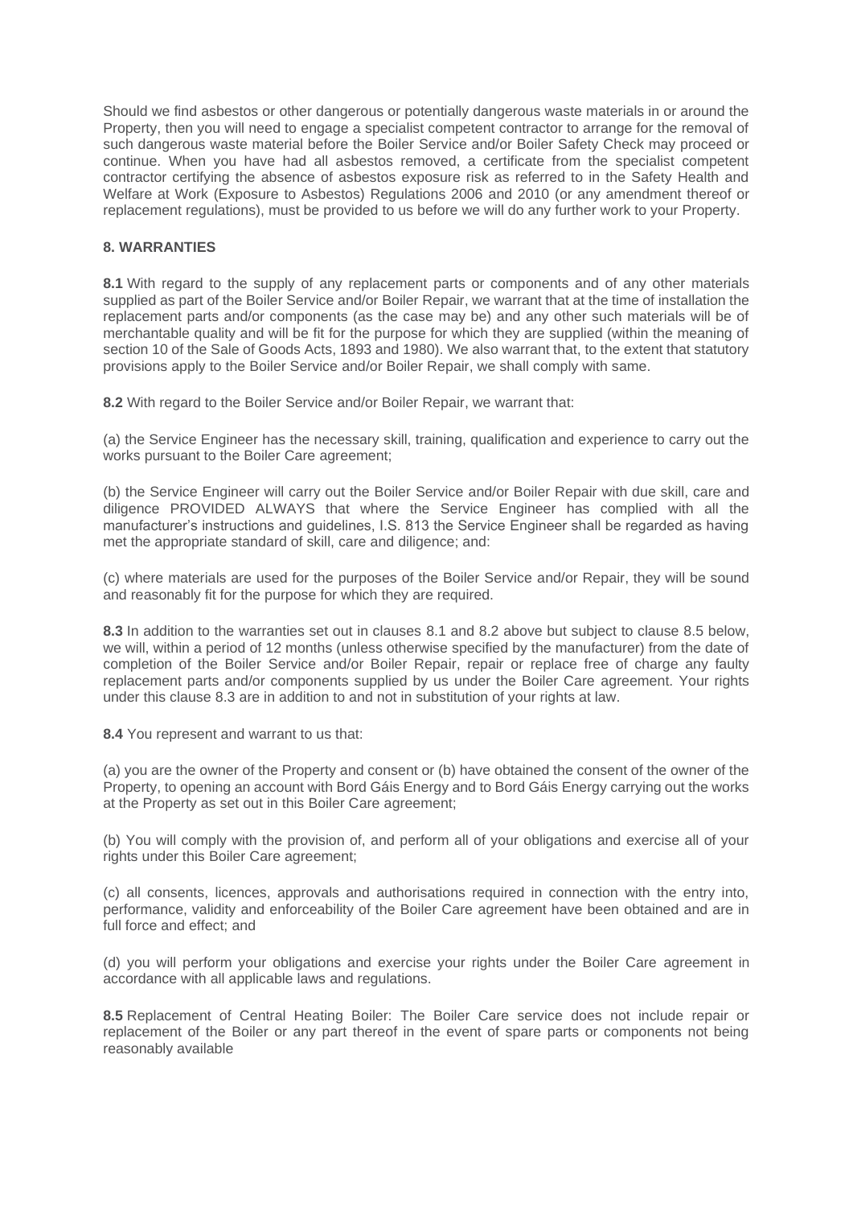Should we find asbestos or other dangerous or potentially dangerous waste materials in or around the Property, then you will need to engage a specialist competent contractor to arrange for the removal of such dangerous waste material before the Boiler Service and/or Boiler Safety Check may proceed or continue. When you have had all asbestos removed, a certificate from the specialist competent contractor certifying the absence of asbestos exposure risk as referred to in the Safety Health and Welfare at Work (Exposure to Asbestos) Regulations 2006 and 2010 (or any amendment thereof or replacement regulations), must be provided to us before we will do any further work to your Property.

**8. WARRANTIES**

**8.1** With regard to the supply of any replacement parts or components and of any other materials supplied as part of the Boiler Service and/or Boiler Repair, we warrant that at the time of installation the replacement parts and/or components (as the case may be) and any other such materials will be of merchantable quality and will be fit for the purpose for which they are supplied (within the meaning of section 10 of the Sale of Goods Acts, 1893 and 1980). We also warrant that, to the extent that statutory provisions apply to the Boiler Service and/or Boiler Repair, we shall comply with same.

**8.2** With regard to the Boiler Service and/or Boiler Repair, we warrant that:

(a) the Service Engineer has the necessary skill, training, qualification and experience to carry out the works pursuant to the Boiler Care agreement;

(b) the Service Engineer will carry out the Boiler Service and/or Boiler Repair with due skill, care and diligence PROVIDED ALWAYS that where the Service Engineer has complied with all the manufacturer's instructions and guidelines, I.S. 813 the Service Engineer shall be regarded as having met the appropriate standard of skill, care and diligence; and:

(c) where materials are used for the purposes of the Boiler Service and/or Repair, they will be sound and reasonably fit for the purpose for which they are required.

**8.3** In addition to the warranties set out in clauses 8.1 and 8.2 above but subject to clause 8.5 below, we will, within a period of 12 months (unless otherwise specified by the manufacturer) from the date of completion of the Boiler Service and/or Boiler Repair, repair or replace free of charge any faulty replacement parts and/or components supplied by us under the Boiler Care agreement. Your rights under this clause 8.3 are in addition to and not in substitution of your rights at law.

**8.4** You represent and warrant to us that:

(a) you are the owner of the Property and consent or (b) have obtained the consent of the owner of the Property, to opening an account with Bord Gáis Energy and to Bord Gáis Energy carrying out the works at the Property as set out in this Boiler Care agreement;

(b) You will comply with the provision of, and perform all of your obligations and exercise all of your rights under this Boiler Care agreement;

(c) all consents, licences, approvals and authorisations required in connection with the entry into, performance, validity and enforceability of the Boiler Care agreement have been obtained and are in full force and effect; and

(d) you will perform your obligations and exercise your rights under the Boiler Care agreement in accordance with all applicable laws and regulations.

**8.5** Replacement of Central Heating Boiler: The Boiler Care service does not include repair or replacement of the Boiler or any part thereof in the event of spare parts or components not being reasonably available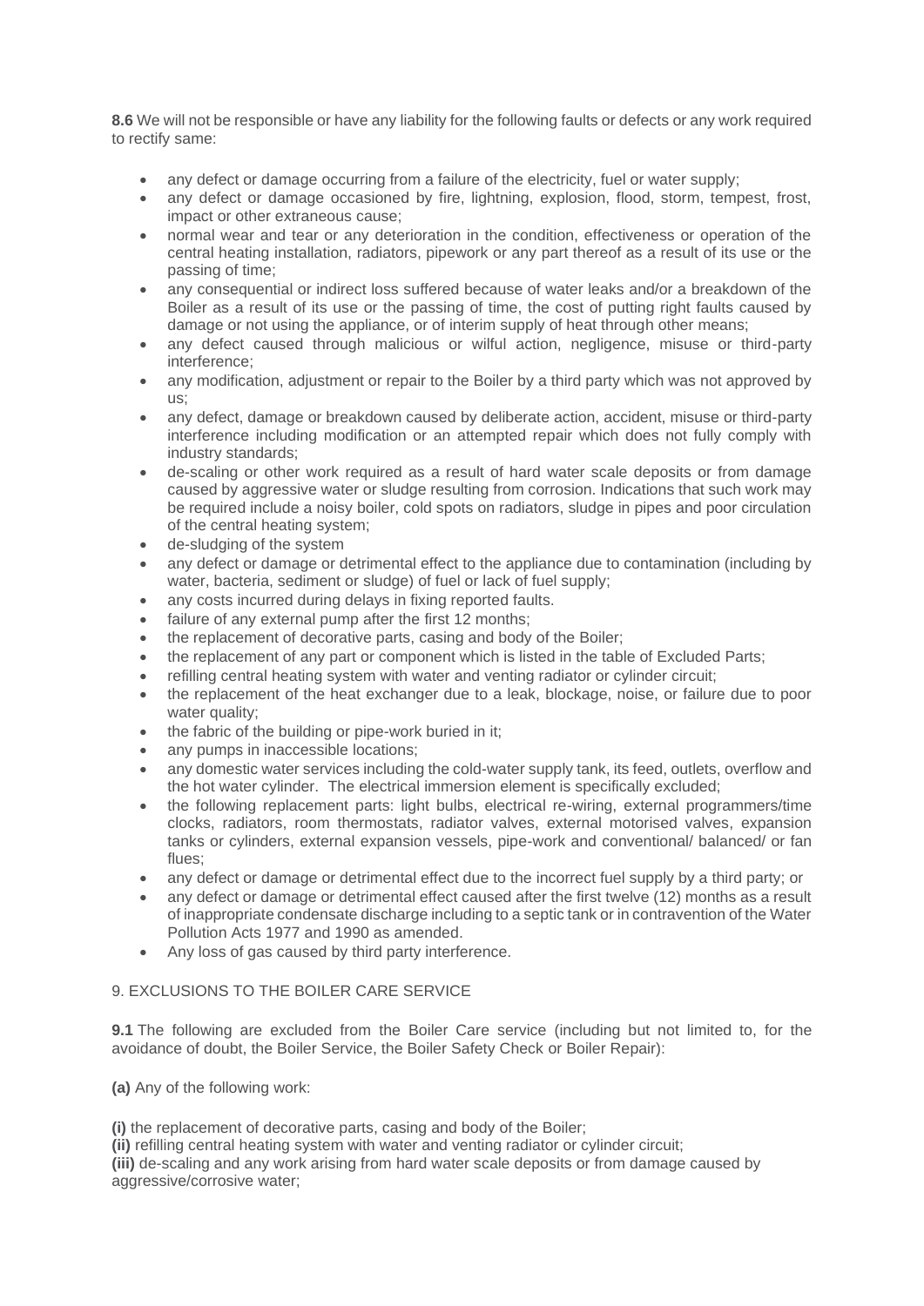**8.6** We will not be responsible or have any liability for the following faults or defects or any work required to rectify same:

- any defect or damage occurring from a failure of the electricity, fuel or water supply;
- any defect or damage occasioned by fire, lightning, explosion, flood, storm, tempest, frost, impact or other extraneous cause;
- normal wear and tear or any deterioration in the condition, effectiveness or operation of the central heating installation, radiators, pipework or any part thereof as a result of its use or the passing of time;
- any consequential or indirect loss suffered because of water leaks and/or a breakdown of the Boiler as a result of its use or the passing of time, the cost of putting right faults caused by damage or not using the appliance, or of interim supply of heat through other means;
- any defect caused through malicious or wilful action, negligence, misuse or third-party interference;
- any modification, adjustment or repair to the Boiler by a third party which was not approved by us;
- any defect, damage or breakdown caused by deliberate action, accident, misuse or third-party interference including modification or an attempted repair which does not fully comply with industry standards;
- de-scaling or other work required as a result of hard water scale deposits or from damage caused by aggressive water or sludge resulting from corrosion. Indications that such work may be required include a noisy boiler, cold spots on radiators, sludge in pipes and poor circulation of the central heating system;
- de-sludging of the system
- any defect or damage or detrimental effect to the appliance due to contamination (including by water, bacteria, sediment or sludge) of fuel or lack of fuel supply;
- any costs incurred during delays in fixing reported faults.
- failure of any external pump after the first 12 months;
- the replacement of decorative parts, casing and body of the Boiler;
- the replacement of any part or component which is listed in the table of Excluded Parts;
- refilling central heating system with water and venting radiator or cylinder circuit;
- the replacement of the heat exchanger due to a leak, blockage, noise, or failure due to poor water quality;
- the fabric of the building or pipe-work buried in it;
- any pumps in inaccessible locations;
- any domestic water services including the cold-water supply tank, its feed, outlets, overflow and the hot water cylinder. The electrical immersion element is specifically excluded;
- the following replacement parts: light bulbs, electrical re-wiring, external programmers/time clocks, radiators, room thermostats, radiator valves, external motorised valves, expansion tanks or cylinders, external expansion vessels, pipe-work and conventional/ balanced/ or fan flues;
- any defect or damage or detrimental effect due to the incorrect fuel supply by a third party; or
- any defect or damage or detrimental effect caused after the first twelve (12) months as a result of inappropriate condensate discharge including to a septic tank or in contravention of the Water Pollution Acts 1977 and 1990 as amended.
- Any loss of gas caused by third party interference.

## 9. EXCLUSIONS TO THE BOILER CARE SERVICE

**9.1** The following are excluded from the Boiler Care service (including but not limited to, for the avoidance of doubt, the Boiler Service, the Boiler Safety Check or Boiler Repair):

**(a)** Any of the following work:

**(i)** the replacement of decorative parts, casing and body of the Boiler;
**(ii)** refilling central heating system with water and venting radiator or cylinder circuit;
**(iii)** de-scaling and any work arising from hard water scale deposits or from damage caused by aggressive/corrosive water;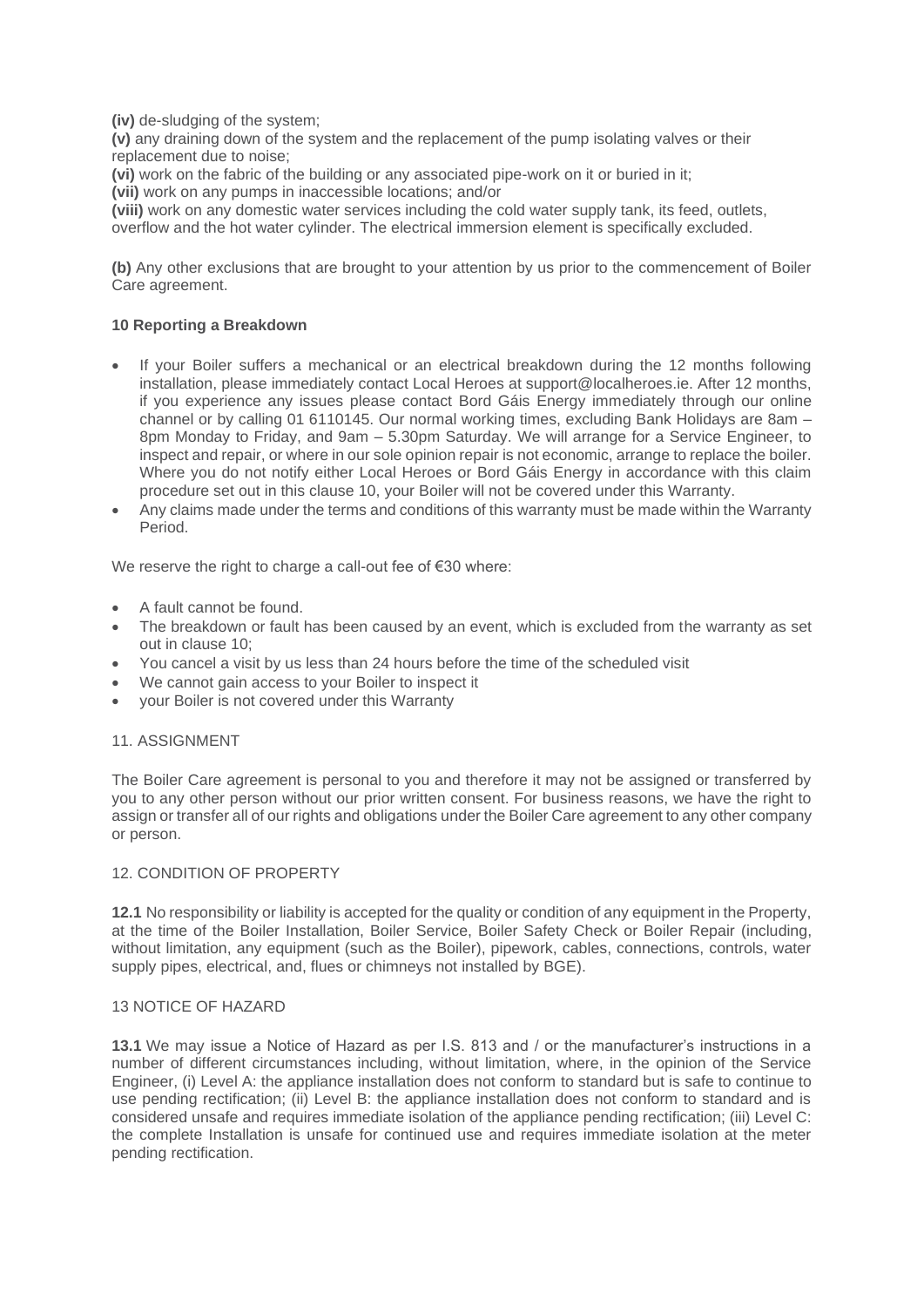**(iv)** de-sludging of the system;
**(v)** any draining down of the system and the replacement of the pump isolating valves or their replacement due to noise;
**(vi)** work on the fabric of the building or any associated pipe-work on it or buried in it;
**(vii)** work on any pumps in inaccessible locations; and/or
**(viii)** work on any domestic water services including the cold water supply tank, its feed, outlets, overflow and the hot water cylinder. The electrical immersion element is specifically excluded.

**(b)** Any other exclusions that are brought to your attention by us prior to the commencement of Boiler Care agreement.

### 10 Reporting a Breakdown

- If your Boiler suffers a mechanical or an electrical breakdown during the 12 months following installation, please immediately contact Local Heroes at support@localheroes.ie. After 12 months, if you experience any issues please contact Bord Gáis Energy immediately through our online channel or by calling 01 6110145. Our normal working times, excluding Bank Holidays are 8am – 8pm Monday to Friday, and 9am – 5.30pm Saturday. We will arrange for a Service Engineer, to inspect and repair, or where in our sole opinion repair is not economic, arrange to replace the boiler. Where you do not notify either Local Heroes or Bord Gáis Energy in accordance with this claim procedure set out in this clause 10, your Boiler will not be covered under this Warranty.
- Any claims made under the terms and conditions of this warranty must be made within the Warranty Period.

We reserve the right to charge a call-out fee of €30 where:

- A fault cannot be found.
- The breakdown or fault has been caused by an event, which is excluded from the warranty as set out in clause 10;
- You cancel a visit by us less than 24 hours before the time of the scheduled visit
- We cannot gain access to your Boiler to inspect it
- your Boiler is not covered under this Warranty

### 11. ASSIGNMENT

The Boiler Care agreement is personal to you and therefore it may not be assigned or transferred by you to any other person without our prior written consent. For business reasons, we have the right to assign or transfer all of our rights and obligations under the Boiler Care agreement to any other company or person.

### 12. CONDITION OF PROPERTY

**12.1** No responsibility or liability is accepted for the quality or condition of any equipment in the Property, at the time of the Boiler Installation, Boiler Service, Boiler Safety Check or Boiler Repair (including, without limitation, any equipment (such as the Boiler), pipework, cables, connections, controls, water supply pipes, electrical, and, flues or chimneys not installed by BGE).

### 13 NOTICE OF HAZARD

**13.1** We may issue a Notice of Hazard as per I.S. 813 and / or the manufacturer's instructions in a number of different circumstances including, without limitation, where, in the opinion of the Service Engineer, (i) Level A: the appliance installation does not conform to standard but is safe to continue to use pending rectification; (ii) Level B: the appliance installation does not conform to standard and is considered unsafe and requires immediate isolation of the appliance pending rectification; (iii) Level C: the complete Installation is unsafe for continued use and requires immediate isolation at the meter pending rectification.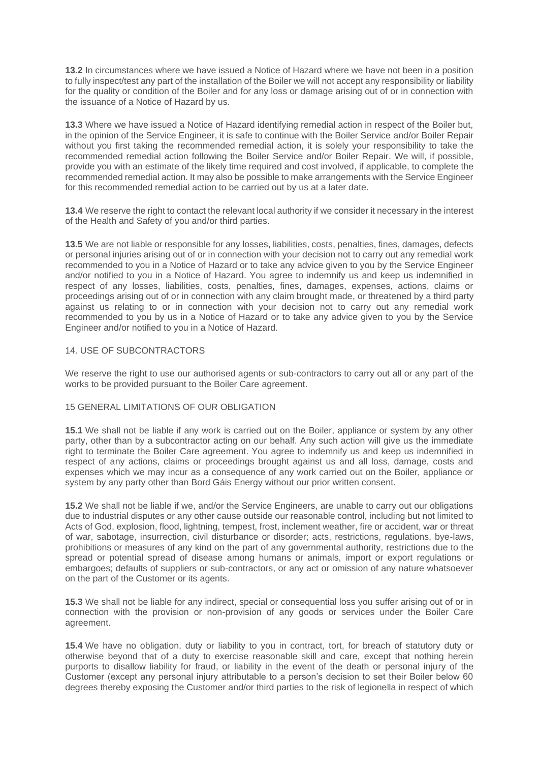**13.2** In circumstances where we have issued a Notice of Hazard where we have not been in a position to fully inspect/test any part of the installation of the Boiler we will not accept any responsibility or liability for the quality or condition of the Boiler and for any loss or damage arising out of or in connection with the issuance of a Notice of Hazard by us.

**13.3** Where we have issued a Notice of Hazard identifying remedial action in respect of the Boiler but, in the opinion of the Service Engineer, it is safe to continue with the Boiler Service and/or Boiler Repair without you first taking the recommended remedial action, it is solely your responsibility to take the recommended remedial action following the Boiler Service and/or Boiler Repair. We will, if possible, provide you with an estimate of the likely time required and cost involved, if applicable, to complete the recommended remedial action. It may also be possible to make arrangements with the Service Engineer for this recommended remedial action to be carried out by us at a later date.

**13.4** We reserve the right to contact the relevant local authority if we consider it necessary in the interest of the Health and Safety of you and/or third parties.

**13.5** We are not liable or responsible for any losses, liabilities, costs, penalties, fines, damages, defects or personal injuries arising out of or in connection with your decision not to carry out any remedial work recommended to you in a Notice of Hazard or to take any advice given to you by the Service Engineer and/or notified to you in a Notice of Hazard. You agree to indemnify us and keep us indemnified in respect of any losses, liabilities, costs, penalties, fines, damages, expenses, actions, claims or proceedings arising out of or in connection with any claim brought made, or threatened by a third party against us relating to or in connection with your decision not to carry out any remedial work recommended to you by us in a Notice of Hazard or to take any advice given to you by the Service Engineer and/or notified to you in a Notice of Hazard.

14. USE OF SUBCONTRACTORS

We reserve the right to use our authorised agents or sub-contractors to carry out all or any part of the works to be provided pursuant to the Boiler Care agreement.

15 GENERAL LIMITATIONS OF OUR OBLIGATION

**15.1** We shall not be liable if any work is carried out on the Boiler, appliance or system by any other party, other than by a subcontractor acting on our behalf. Any such action will give us the immediate right to terminate the Boiler Care agreement. You agree to indemnify us and keep us indemnified in respect of any actions, claims or proceedings brought against us and all loss, damage, costs and expenses which we may incur as a consequence of any work carried out on the Boiler, appliance or system by any party other than Bord Gáis Energy without our prior written consent.

**15.2** We shall not be liable if we, and/or the Service Engineers, are unable to carry out our obligations due to industrial disputes or any other cause outside our reasonable control, including but not limited to Acts of God, explosion, flood, lightning, tempest, frost, inclement weather, fire or accident, war or threat of war, sabotage, insurrection, civil disturbance or disorder; acts, restrictions, regulations, bye-laws, prohibitions or measures of any kind on the part of any governmental authority, restrictions due to the spread or potential spread of disease among humans or animals, import or export regulations or embargoes; defaults of suppliers or sub-contractors, or any act or omission of any nature whatsoever on the part of the Customer or its agents.

**15.3** We shall not be liable for any indirect, special or consequential loss you suffer arising out of or in connection with the provision or non-provision of any goods or services under the Boiler Care agreement.

**15.4** We have no obligation, duty or liability to you in contract, tort, for breach of statutory duty or otherwise beyond that of a duty to exercise reasonable skill and care, except that nothing herein purports to disallow liability for fraud, or liability in the event of the death or personal injury of the Customer (except any personal injury attributable to a person's decision to set their Boiler below 60 degrees thereby exposing the Customer and/or third parties to the risk of legionella in respect of which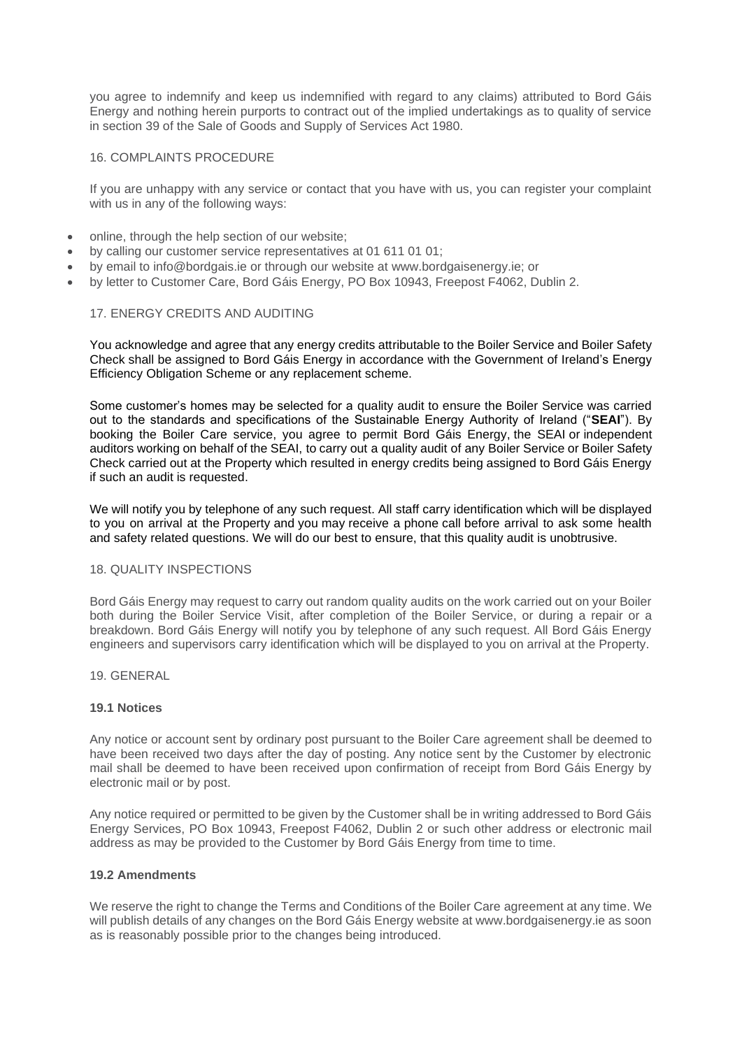you agree to indemnify and keep us indemnified with regard to any claims) attributed to Bord Gáis Energy and nothing herein purports to contract out of the implied undertakings as to quality of service in section 39 of the Sale of Goods and Supply of Services Act 1980.

## 16. COMPLAINTS PROCEDURE

If you are unhappy with any service or contact that you have with us, you can register your complaint with us in any of the following ways:

- online, through the help section of our website;
- by calling our customer service representatives at 01 611 01 01;
- by email to info@bordgais.ie or through our website at www.bordgaisenergy.ie; or
- by letter to Customer Care, Bord Gáis Energy, PO Box 10943, Freepost F4062, Dublin 2.

## 17. ENERGY CREDITS AND AUDITING

You acknowledge and agree that any energy credits attributable to the Boiler Service and Boiler Safety Check shall be assigned to Bord Gáis Energy in accordance with the Government of Ireland's Energy Efficiency Obligation Scheme or any replacement scheme.

Some customer's homes may be selected for a quality audit to ensure the Boiler Service was carried out to the standards and specifications of the Sustainable Energy Authority of Ireland ("**SEAI**"). By booking the Boiler Care service, you agree to permit Bord Gáis Energy, the SEAI or independent auditors working on behalf of the SEAI, to carry out a quality audit of any Boiler Service or Boiler Safety Check carried out at the Property which resulted in energy credits being assigned to Bord Gáis Energy if such an audit is requested.

We will notify you by telephone of any such request. All staff carry identification which will be displayed to you on arrival at the Property and you may receive a phone call before arrival to ask some health and safety related questions. We will do our best to ensure, that this quality audit is unobtrusive.

## 18. QUALITY INSPECTIONS

Bord Gáis Energy may request to carry out random quality audits on the work carried out on your Boiler both during the Boiler Service Visit, after completion of the Boiler Service, or during a repair or a breakdown. Bord Gáis Energy will notify you by telephone of any such request. All Bord Gáis Energy engineers and supervisors carry identification which will be displayed to you on arrival at the Property.

## 19. GENERAL

### 19.1 Notices

Any notice or account sent by ordinary post pursuant to the Boiler Care agreement shall be deemed to have been received two days after the day of posting. Any notice sent by the Customer by electronic mail shall be deemed to have been received upon confirmation of receipt from Bord Gáis Energy by electronic mail or by post.

Any notice required or permitted to be given by the Customer shall be in writing addressed to Bord Gáis Energy Services, PO Box 10943, Freepost F4062, Dublin 2 or such other address or electronic mail address as may be provided to the Customer by Bord Gáis Energy from time to time.

### 19.2 Amendments

We reserve the right to change the Terms and Conditions of the Boiler Care agreement at any time. We will publish details of any changes on the Bord Gáis Energy website at www.bordgaisenergy.ie as soon as is reasonably possible prior to the changes being introduced.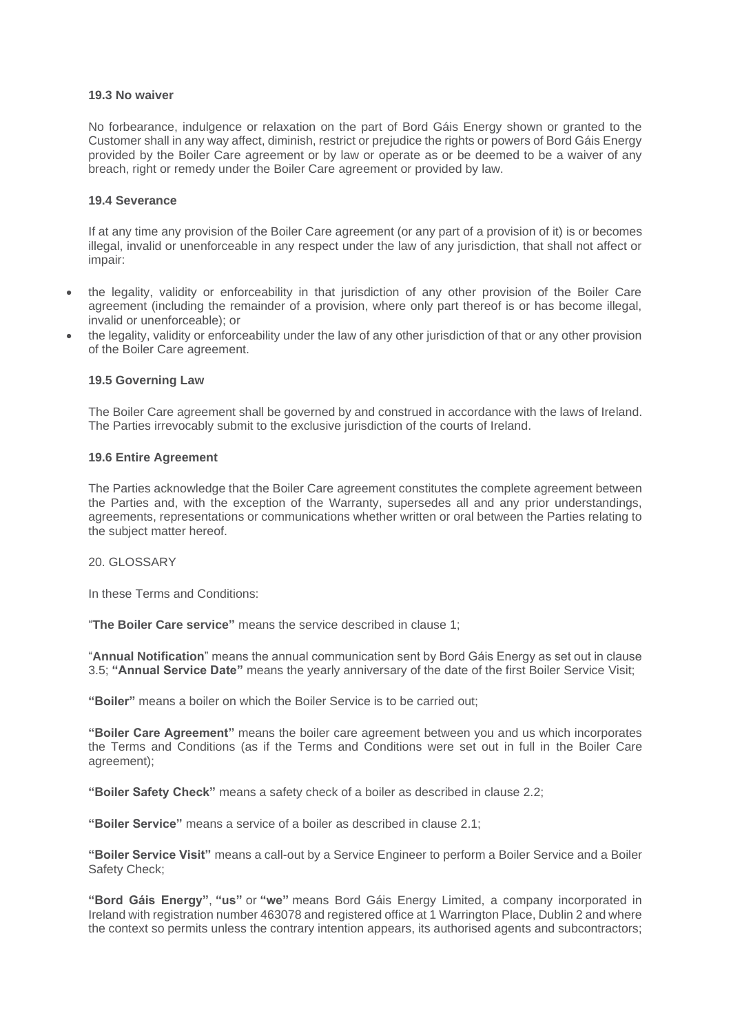#### 19.3 No waiver

No forbearance, indulgence or relaxation on the part of Bord Gáis Energy shown or granted to the Customer shall in any way affect, diminish, restrict or prejudice the rights or powers of Bord Gáis Energy provided by the Boiler Care agreement or by law or operate as or be deemed to be a waiver of any breach, right or remedy under the Boiler Care agreement or provided by law.

#### 19.4 Severance

If at any time any provision of the Boiler Care agreement (or any part of a provision of it) is or becomes illegal, invalid or unenforceable in any respect under the law of any jurisdiction, that shall not affect or impair:

- the legality, validity or enforceability in that jurisdiction of any other provision of the Boiler Care agreement (including the remainder of a provision, where only part thereof is or has become illegal, invalid or unenforceable); or
- the legality, validity or enforceability under the law of any other jurisdiction of that or any other provision of the Boiler Care agreement.

#### 19.5 Governing Law

The Boiler Care agreement shall be governed by and construed in accordance with the laws of Ireland. The Parties irrevocably submit to the exclusive jurisdiction of the courts of Ireland.

#### 19.6 Entire Agreement

The Parties acknowledge that the Boiler Care agreement constitutes the complete agreement between the Parties and, with the exception of the Warranty, supersedes all and any prior understandings, agreements, representations or communications whether written or oral between the Parties relating to the subject matter hereof.

20. GLOSSARY

In these Terms and Conditions:

"**The Boiler Care service"** means the service described in clause 1;

"**Annual Notification**" means the annual communication sent by Bord Gáis Energy as set out in clause 3.5; **"Annual Service Date"** means the yearly anniversary of the date of the first Boiler Service Visit;

**"Boiler"** means a boiler on which the Boiler Service is to be carried out;

**"Boiler Care Agreement"** means the boiler care agreement between you and us which incorporates the Terms and Conditions (as if the Terms and Conditions were set out in full in the Boiler Care agreement);

**"Boiler Safety Check"** means a safety check of a boiler as described in clause 2.2;

**"Boiler Service"** means a service of a boiler as described in clause 2.1;

**"Boiler Service Visit"** means a call-out by a Service Engineer to perform a Boiler Service and a Boiler Safety Check;

**"Bord Gáis Energy"**, **"us"** or **"we"** means Bord Gáis Energy Limited, a company incorporated in Ireland with registration number 463078 and registered office at 1 Warrington Place, Dublin 2 and where the context so permits unless the contrary intention appears, its authorised agents and subcontractors;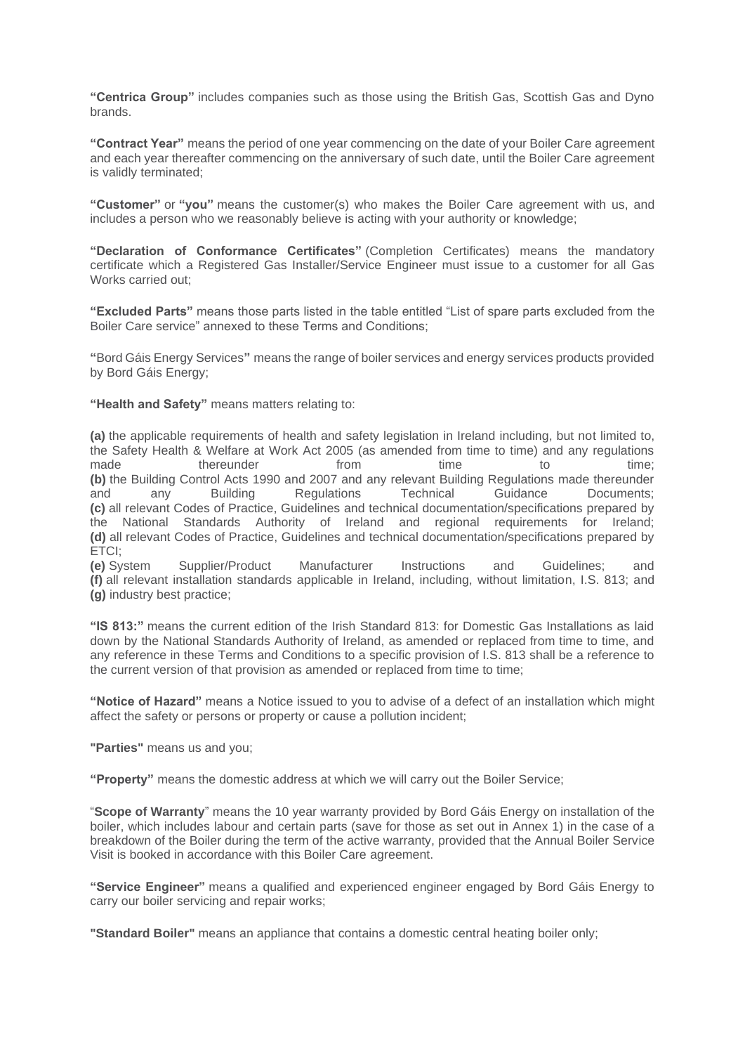**"Centrica Group"** includes companies such as those using the British Gas, Scottish Gas and Dyno brands.

**"Contract Year"** means the period of one year commencing on the date of your Boiler Care agreement and each year thereafter commencing on the anniversary of such date, until the Boiler Care agreement is validly terminated;

**"Customer"** or **"you"** means the customer(s) who makes the Boiler Care agreement with us, and includes a person who we reasonably believe is acting with your authority or knowledge;

**"Declaration of Conformance Certificates"** (Completion Certificates) means the mandatory certificate which a Registered Gas Installer/Service Engineer must issue to a customer for all Gas Works carried out;

**"Excluded Parts"** means those parts listed in the table entitled "List of spare parts excluded from the Boiler Care service" annexed to these Terms and Conditions;

**"**Bord Gáis Energy Services**"** means the range of boiler services and energy services products provided by Bord Gáis Energy;

**"Health and Safety"** means matters relating to:

**(a)** the applicable requirements of health and safety legislation in Ireland including, but not limited to, the Safety Health & Welfare at Work Act 2005 (as amended from time to time) and any regulations made thereunder from time to time;
**(b)** the Building Control Acts 1990 and 2007 and any relevant Building Regulations made thereunder and any Building Regulations Technical Guidance Documents;
**(c)** all relevant Codes of Practice, Guidelines and technical documentation/specifications prepared by the National Standards Authority of Ireland and regional requirements for Ireland;
**(d)** all relevant Codes of Practice, Guidelines and technical documentation/specifications prepared by ETCI;
**(e)** System Supplier/Product Manufacturer Instructions and Guidelines; and
**(f)** all relevant installation standards applicable in Ireland, including, without limitation, I.S. 813; and
**(g)** industry best practice;

**"IS 813:"** means the current edition of the Irish Standard 813: for Domestic Gas Installations as laid down by the National Standards Authority of Ireland, as amended or replaced from time to time, and any reference in these Terms and Conditions to a specific provision of I.S. 813 shall be a reference to the current version of that provision as amended or replaced from time to time;

**"Notice of Hazard"** means a Notice issued to you to advise of a defect of an installation which might affect the safety or persons or property or cause a pollution incident;

**"Parties"** means us and you;

**"Property"** means the domestic address at which we will carry out the Boiler Service;

"**Scope of Warranty**" means the 10 year warranty provided by Bord Gáis Energy on installation of the boiler, which includes labour and certain parts (save for those as set out in Annex 1) in the case of a breakdown of the Boiler during the term of the active warranty, provided that the Annual Boiler Service Visit is booked in accordance with this Boiler Care agreement.

**"Service Engineer"** means a qualified and experienced engineer engaged by Bord Gáis Energy to carry our boiler servicing and repair works;

**"Standard Boiler"** means an appliance that contains a domestic central heating boiler only;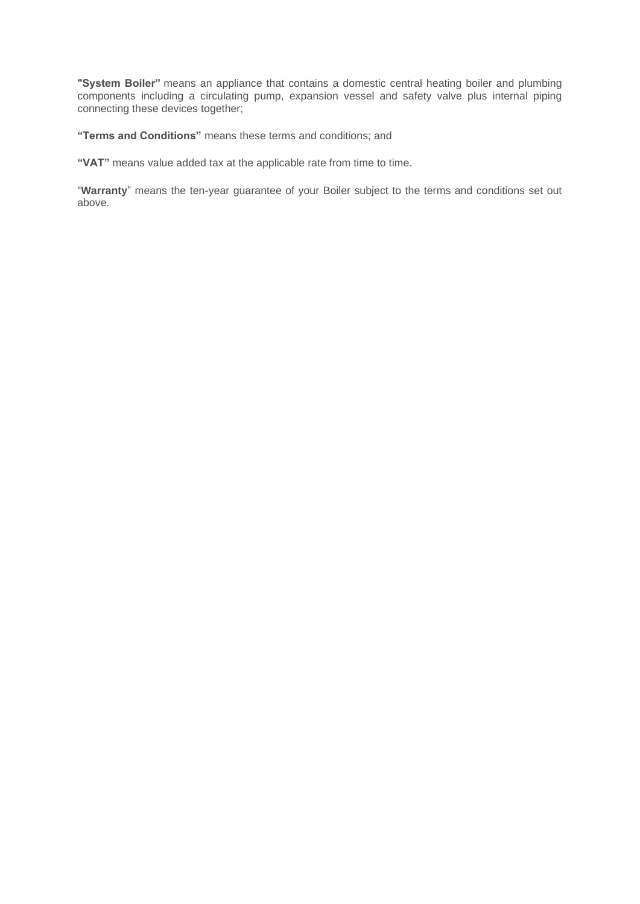**"System Boiler"** means an appliance that contains a domestic central heating boiler and plumbing components including a circulating pump, expansion vessel and safety valve plus internal piping connecting these devices together;

**"Terms and Conditions"** means these terms and conditions; and

**"VAT"** means value added tax at the applicable rate from time to time.

"**Warranty**" means the ten-year guarantee of your Boiler subject to the terms and conditions set out above.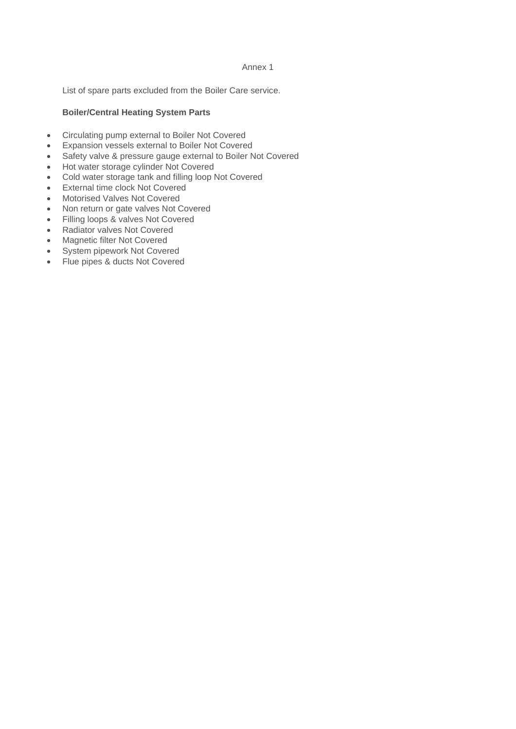Annex 1

List of spare parts excluded from the Boiler Care service.

**Boiler/Central Heating System Parts**

- Circulating pump external to Boiler Not Covered
- Expansion vessels external to Boiler Not Covered
- Safety valve & pressure gauge external to Boiler Not Covered
- Hot water storage cylinder Not Covered
- Cold water storage tank and filling loop Not Covered
- External time clock Not Covered
- Motorised Valves Not Covered
- Non return or gate valves Not Covered
- Filling loops & valves Not Covered
- Radiator valves Not Covered
- Magnetic filter Not Covered
- System pipework Not Covered
- Flue pipes & ducts Not Covered